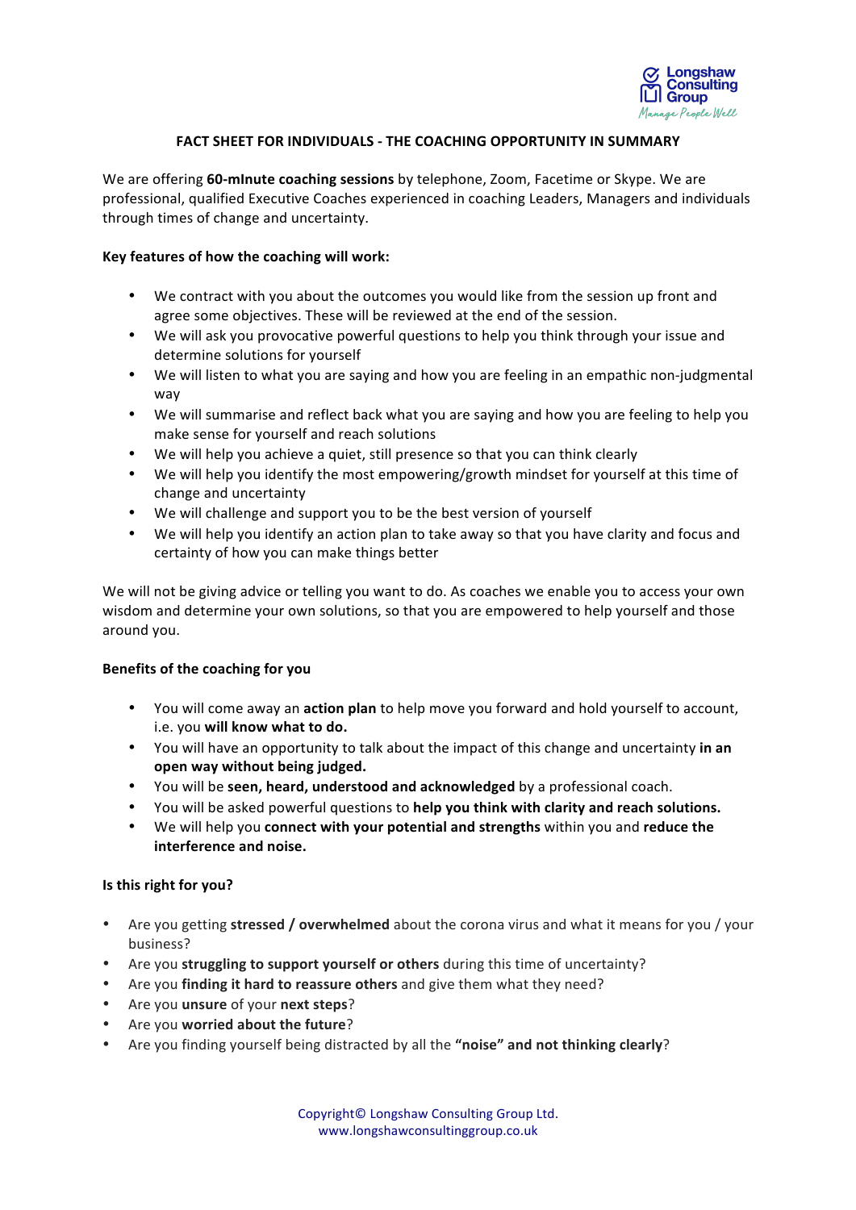# FACT SHEET FOR INDIVIDUALS - THE COACHING OPPORTUNITY IN SUMMARY

We are offering **60-mInute coaching sessions** by telephone, Zoom, Facetime or Skype. We are professional, qualified Executive Coaches experienced in coaching Leaders, Managers and individuals through times of change and uncertainty.

**Key features of how the coaching will work:**

- We contract with you about the outcomes you would like from the session up front and agree some objectives. These will be reviewed at the end of the session.
- We will ask you provocative powerful questions to help you think through your issue and determine solutions for yourself
- We will listen to what you are saying and how you are feeling in an empathic non-judgmental way
- We will summarise and reflect back what you are saying and how you are feeling to help you make sense for yourself and reach solutions
- We will help you achieve a quiet, still presence so that you can think clearly
- We will help you identify the most empowering/growth mindset for yourself at this time of change and uncertainty
- We will challenge and support you to be the best version of yourself
- We will help you identify an action plan to take away so that you have clarity and focus and certainty of how you can make things better

We will not be giving advice or telling you want to do. As coaches we enable you to access your own wisdom and determine your own solutions, so that you are empowered to help yourself and those around you.

**Benefits of the coaching for you**

- You will come away an **action plan** to help move you forward and hold yourself to account, i.e. you **will know what to do.**
- You will have an opportunity to talk about the impact of this change and uncertainty **in an open way without being judged.**
- You will be **seen, heard, understood and acknowledged** by a professional coach.
- You will be asked powerful questions to **help you think with clarity and reach solutions.**
- We will help you **connect with your potential and strengths** within you and **reduce the interference and noise.**

**Is this right for you?**

- Are you getting **stressed / overwhelmed** about the corona virus and what it means for you / your business?
- Are you **struggling to support yourself or others** during this time of uncertainty?
- Are you **finding it hard to reassure others** and give them what they need?
- Are you **unsure** of your **next steps**?
- Are you **worried about the future**?
- Are you finding yourself being distracted by all the **"noise" and not thinking clearly**?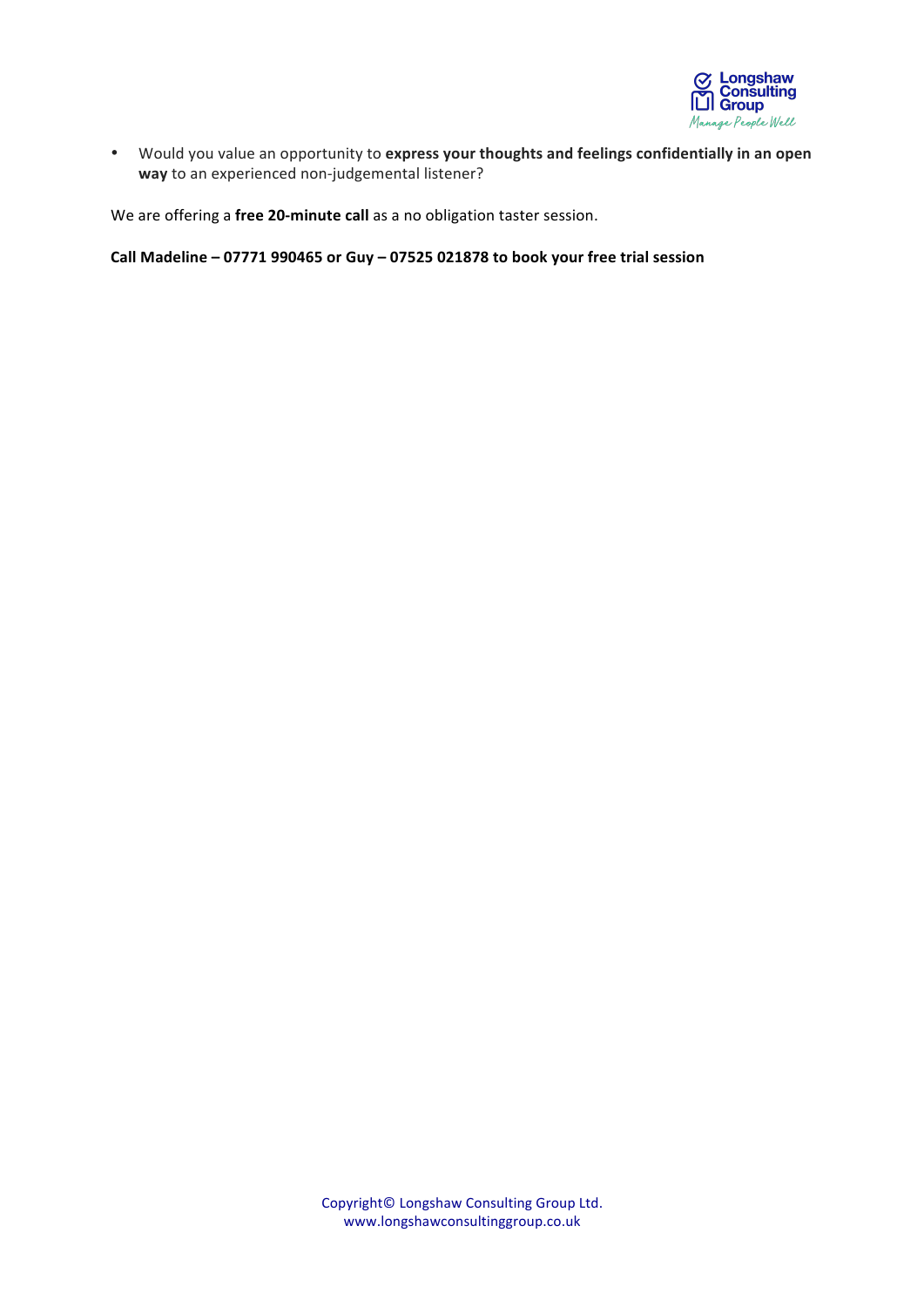- Would you value an opportunity to **express your thoughts and feelings confidentially in an open way** to an experienced non-judgemental listener?

We are offering a **free 20-minute call** as a no obligation taster session.

**Call Madeline – 07771 990465 or Guy – 07525 021878 to book your free trial session**